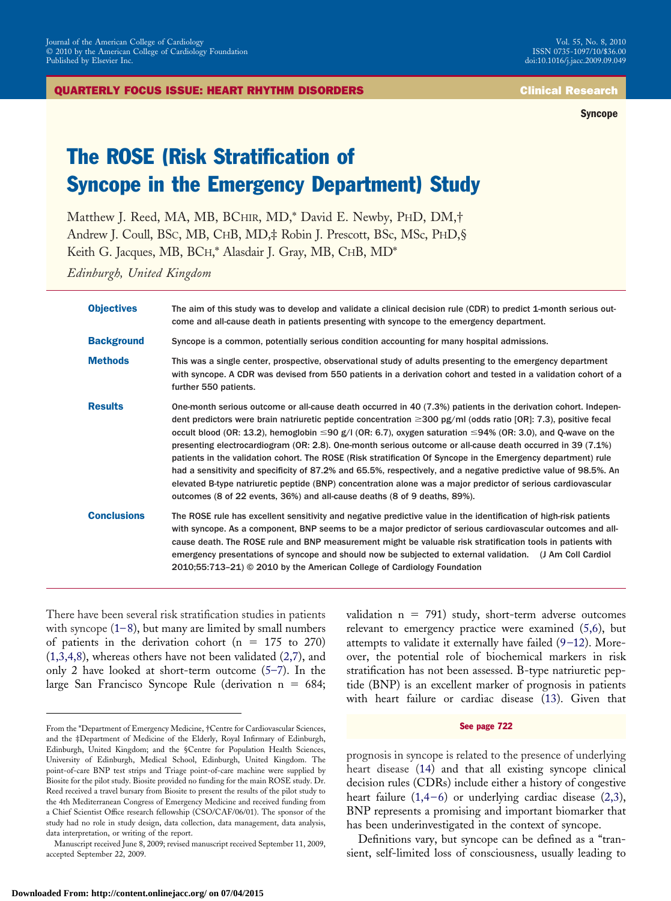QUARTERLY FOCUS ISSUE: HEART RHYTHM DISORDERS

Clinical Research

Syncope

# The ROSE (Risk Stratification of Syncope in the Emergency Department) Study

Matthew J. Reed, MA, MB, BCHIR, MD,* David E. Newby, PHD, DM,† Andrew J. Coull, BSC, MB, CHB, MD,‡ Robin J. Prescott, BSC, MSC, PHD,§ Keith G. Jacques, MB, BCH,* Alasdair J. Gray, MB, CHB, MD*

*Edinburgh, United Kingdom*

**Objectives** The aim of this study was to develop and validate a clinical decision rule (CDR) to predict 1-month serious outcome and all-cause death in patients presenting with syncope to the emergency department.

**Background** Syncope is a common, potentially serious condition accounting for many hospital admissions.

**Methods** This was a single center, prospective, observational study of adults presenting to the emergency department with syncope. A CDR was devised from 550 patients in a derivation cohort and tested in a validation cohort of a further 550 patients.

**Results** One-month serious outcome or all-cause death occurred in 40 (7.3%) patients in the derivation cohort. Independent predictors were brain natriuretic peptide concentration ≥300 pg/ml (odds ratio [OR]: 7.3), positive fecal occult blood (OR: 13.2), hemoglobin ≤90 g/l (OR: 6.7), oxygen saturation ≤94% (OR: 3.0), and Q-wave on the presenting electrocardiogram (OR: 2.8). One-month serious outcome or all-cause death occurred in 39 (7.1%) patients in the validation cohort. The ROSE (Risk stratification Of Syncope in the Emergency department) rule had a sensitivity and specificity of 87.2% and 65.5%, respectively, and a negative predictive value of 98.5%. An elevated B-type natriuretic peptide (BNP) concentration alone was a major predictor of serious cardiovascular outcomes (8 of 22 events, 36%) and all-cause deaths (8 of 9 deaths, 89%).

**Conclusions** The ROSE rule has excellent sensitivity and negative predictive value in the identification of high-risk patients with syncope. As a component, BNP seems to be a major predictor of serious cardiovascular outcomes and all-cause death. The ROSE rule and BNP measurement might be valuable risk stratification tools in patients with emergency presentations of syncope and should now be subjected to external validation. (J Am Coll Cardiol 2010;55:713–21) © 2010 by the American College of Cardiology Foundation

There have been several risk stratification studies in patients with syncope (1–8), but many are limited by small numbers of patients in the derivation cohort (n = 175 to 270) (1,3,4,8), whereas others have not been validated (2,7), and only 2 have looked at short-term outcome (5–7). In the large San Francisco Syncope Rule (derivation n = 684; validation n = 791) study, short-term adverse outcomes relevant to emergency practice were examined (5,6), but attempts to validate it externally have failed (9–12). Moreover, the potential role of biochemical markers in risk stratification has not been assessed. B-type natriuretic peptide (BNP) is an excellent marker of prognosis in patients with heart failure or cardiac disease (13). Given that

See page 722

prognosis in syncope is related to the presence of underlying heart disease (14) and that all existing syncope clinical decision rules (CDRs) include either a history of congestive heart failure (1,4–6) or underlying cardiac disease (2,3), BNP represents a promising and important biomarker that has been underinvestigated in the context of syncope.

Definitions vary, but syncope can be defined as a "transient, self-limited loss of consciousness, usually leading to

From the *Department of Emergency Medicine, †Centre for Cardiovascular Sciences, and the ‡Department of Medicine of the Elderly, Royal Infirmary of Edinburgh, Edinburgh, United Kingdom; and the §Centre for Population Health Sciences, University of Edinburgh, Medical School, Edinburgh, United Kingdom. The point-of-care BNP test strips and Triage point-of-care machine were supplied by Biosite for the pilot study. Biosite provided no funding for the main ROSE study. Dr. Reed received a travel bursary from Biosite to present the results of the pilot study to the 4th Mediterranean Congress of Emergency Medicine and received funding from a Chief Scientist Office research fellowship (CSO/CAF/06/01). The sponsor of the study had no role in study design, data collection, data management, data analysis, data interpretation, or writing of the report.

Manuscript received June 8, 2009; revised manuscript received September 11, 2009, accepted September 22, 2009.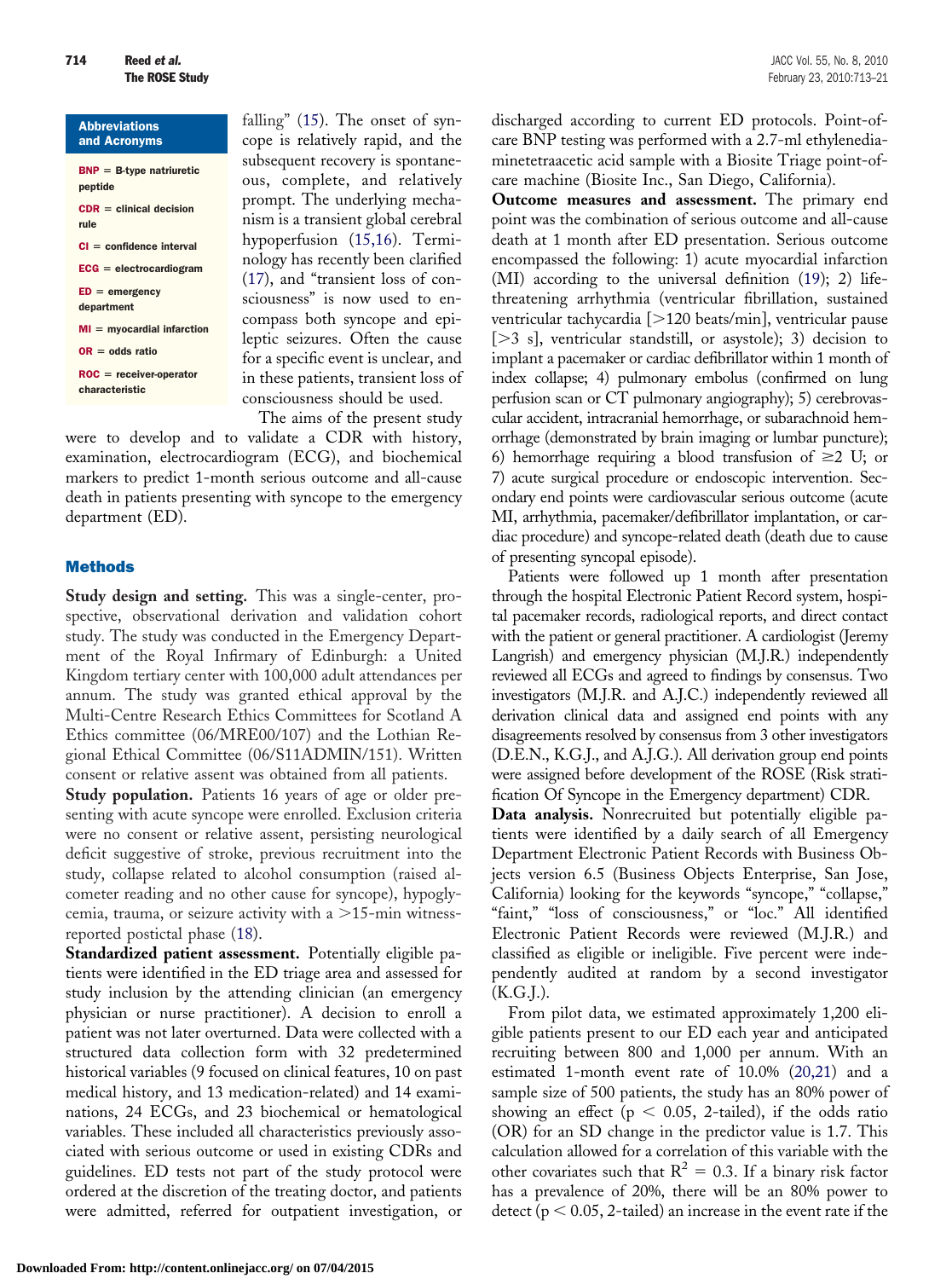**Abbreviations and Acronyms**

**BNP** = B-type natriuretic peptide

**CDR** = clinical decision rule

**CI** = confidence interval

**ECG** = electrocardiogram

**ED** = emergency department

**MI** = myocardial infarction

**OR** = odds ratio

**ROC** = receiver-operator characteristic

falling" (15). The onset of syncope is relatively rapid, and the subsequent recovery is spontaneous, complete, and relatively prompt. The underlying mechanism is a transient global cerebral hypoperfusion (15,16). Terminology has recently been clarified (17), and "transient loss of consciousness" is now used to encompass both syncope and epileptic seizures. Often the cause for a specific event is unclear, and in these patients, transient loss of consciousness should be used.

The aims of the present study were to develop and to validate a CDR with history, examination, electrocardiogram (ECG), and biochemical markers to predict 1-month serious outcome and all-cause death in patients presenting with syncope to the emergency department (ED).

## Methods

**Study design and setting.** This was a single-center, prospective, observational derivation and validation cohort study. The study was conducted in the Emergency Department of the Royal Infirmary of Edinburgh: a United Kingdom tertiary center with 100,000 adult attendances per annum. The study was granted ethical approval by the Multi-Centre Research Ethics Committees for Scotland A Ethics committee (06/MRE00/107) and the Lothian Regional Ethical Committee (06/S11ADMIN/151). Written consent or relative assent was obtained from all patients.

**Study population.** Patients 16 years of age or older presenting with acute syncope were enrolled. Exclusion criteria were no consent or relative assent, persisting neurological deficit suggestive of stroke, previous recruitment into the study, collapse related to alcohol consumption (raised alcometer reading and no other cause for syncope), hypoglycemia, trauma, or seizure activity with a >15-min witness-reported postictal phase (18).

**Standardized patient assessment.** Potentially eligible patients were identified in the ED triage area and assessed for study inclusion by the attending clinician (an emergency physician or nurse practitioner). A decision to enroll a patient was not later overturned. Data were collected with a structured data collection form with 32 predetermined historical variables (9 focused on clinical features, 10 on past medical history, and 13 medication-related) and 14 examinations, 24 ECGs, and 23 biochemical or hematological variables. These included all characteristics previously associated with serious outcome or used in existing CDRs and guidelines. ED tests not part of the study protocol were ordered at the discretion of the treating doctor, and patients were admitted, referred for outpatient investigation, or discharged according to current ED protocols. Point-of-care BNP testing was performed with a 2.7-ml ethylenediaminetetraacetic acid sample with a Biosite Triage point-of-care machine (Biosite Inc., San Diego, California).

**Outcome measures and assessment.** The primary end point was the combination of serious outcome and all-cause death at 1 month after ED presentation. Serious outcome encompassed the following: 1) acute myocardial infarction (MI) according to the universal definition (19); 2) life-threatening arrhythmia (ventricular fibrillation, sustained ventricular tachycardia [>120 beats/min], ventricular pause [>3 s], ventricular standstill, or asystole); 3) decision to implant a pacemaker or cardiac defibrillator within 1 month of index collapse; 4) pulmonary embolus (confirmed on lung perfusion scan or CT pulmonary angiography); 5) cerebrovascular accident, intracranial hemorrhage, or subarachnoid hemorrhage (demonstrated by brain imaging or lumbar puncture); 6) hemorrhage requiring a blood transfusion of ≥2 U; or 7) acute surgical procedure or endoscopic intervention. Secondary end points were cardiovascular serious outcome (acute MI, arrhythmia, pacemaker/defibrillator implantation, or cardiac procedure) and syncope-related death (death due to cause of presenting syncopal episode).

Patients were followed up 1 month after presentation through the hospital Electronic Patient Record system, hospital pacemaker records, radiological reports, and direct contact with the patient or general practitioner. A cardiologist (Jeremy Langrish) and emergency physician (M.J.R.) independently reviewed all ECGs and agreed to findings by consensus. Two investigators (M.J.R. and A.J.C.) independently reviewed all derivation clinical data and assigned end points with any disagreements resolved by consensus from 3 other investigators (D.E.N., K.G.J., and A.J.G.). All derivation group end points were assigned before development of the ROSE (Risk stratification Of Syncope in the Emergency department) CDR.

**Data analysis.** Nonrecruited but potentially eligible patients were identified by a daily search of all Emergency Department Electronic Patient Records with Business Objects version 6.5 (Business Objects Enterprise, San Jose, California) looking for the keywords "syncope," "collapse," "faint," "loss of consciousness," or "loc." All identified Electronic Patient Records were reviewed (M.J.R.) and classified as eligible or ineligible. Five percent were independently audited at random by a second investigator (K.G.J.).

From pilot data, we estimated approximately 1,200 eligible patients present to our ED each year and anticipated recruiting between 800 and 1,000 per annum. With an estimated 1-month event rate of 10.0% (20,21) and a sample size of 500 patients, the study has an 80% power of showing an effect ($p < 0.05$, 2-tailed), if the odds ratio (OR) for an SD change in the predictor value is 1.7. This calculation allowed for a correlation of this variable with the other covariates such that $R^2 = 0.3$. If a binary risk factor has a prevalence of 20%, there will be an 80% power to detect ($p < 0.05$, 2-tailed) an increase in the event rate if the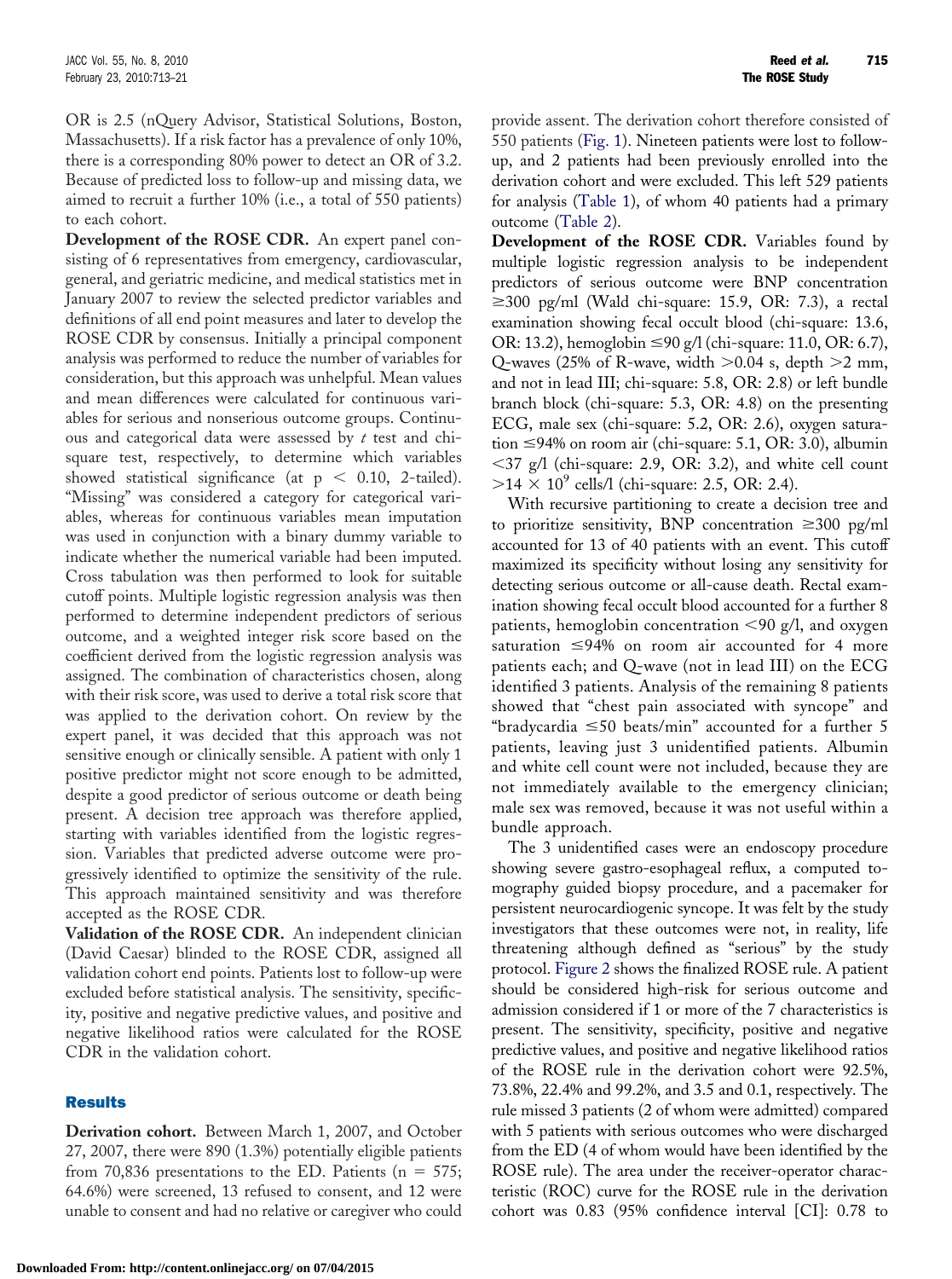OR is 2.5 (nQuery Advisor, Statistical Solutions, Boston, Massachusetts). If a risk factor has a prevalence of only 10%, there is a corresponding 80% power to detect an OR of 3.2. Because of predicted loss to follow-up and missing data, we aimed to recruit a further 10% (i.e., a total of 550 patients) to each cohort.

**Development of the ROSE CDR.** An expert panel consisting of 6 representatives from emergency, cardiovascular, general, and geriatric medicine, and medical statistics met in January 2007 to review the selected predictor variables and definitions of all end point measures and later to develop the ROSE CDR by consensus. Initially a principal component analysis was performed to reduce the number of variables for consideration, but this approach was unhelpful. Mean values and mean differences were calculated for continuous variables for serious and nonserious outcome groups. Continuous and categorical data were assessed by *t* test and chi-square test, respectively, to determine which variables showed statistical significance (at $p < 0.10$, 2-tailed). "Missing" was considered a category for categorical variables, whereas for continuous variables mean imputation was used in conjunction with a binary dummy variable to indicate whether the numerical variable had been imputed. Cross tabulation was then performed to look for suitable cutoff points. Multiple logistic regression analysis was then performed to determine independent predictors of serious outcome, and a weighted integer risk score based on the coefficient derived from the logistic regression analysis was assigned. The combination of characteristics chosen, along with their risk score, was used to derive a total risk score that was applied to the derivation cohort. On review by the expert panel, it was decided that this approach was not sensitive enough or clinically sensible. A patient with only 1 positive predictor might not score enough to be admitted, despite a good predictor of serious outcome or death being present. A decision tree approach was therefore applied, starting with variables identified from the logistic regression. Variables that predicted adverse outcome were progressively identified to optimize the sensitivity of the rule. This approach maintained sensitivity and was therefore accepted as the ROSE CDR.

**Validation of the ROSE CDR.** An independent clinician (David Caesar) blinded to the ROSE CDR, assigned all validation cohort end points. Patients lost to follow-up were excluded before statistical analysis. The sensitivity, specificity, positive and negative predictive values, and positive and negative likelihood ratios were calculated for the ROSE CDR in the validation cohort.

## Results

**Derivation cohort.** Between March 1, 2007, and October 27, 2007, there were 890 (1.3%) potentially eligible patients from 70,836 presentations to the ED. Patients ($n = 575$; 64.6%) were screened, 13 refused to consent, and 12 were unable to consent and had no relative or caregiver who could provide assent. The derivation cohort therefore consisted of 550 patients (Fig. 1). Nineteen patients were lost to follow-up, and 2 patients had been previously enrolled into the derivation cohort and were excluded. This left 529 patients for analysis (Table 1), of whom 40 patients had a primary outcome (Table 2).

**Development of the ROSE CDR.** Variables found by multiple logistic regression analysis to be independent predictors of serious outcome were BNP concentration $\geq$300 pg/ml (Wald chi-square: 15.9, OR: 7.3), a rectal examination showing fecal occult blood (chi-square: 13.6, OR: 13.2), hemoglobin $\leq$90 g/l (chi-square: 11.0, OR: 6.7), Q-waves (25% of R-wave, width >0.04 s, depth >2 mm, and not in lead III; chi-square: 5.8, OR: 2.8) or left bundle branch block (chi-square: 5.3, OR: 4.8) on the presenting ECG, male sex (chi-square: 5.2, OR: 2.6), oxygen saturation $\leq$94% on room air (chi-square: 5.1, OR: 3.0), albumin <37 g/l (chi-square: 2.9, OR: 3.2), and white cell count $>14 \times 10^9$ cells/l (chi-square: 2.5, OR: 2.4).

With recursive partitioning to create a decision tree and to prioritize sensitivity, BNP concentration $\geq$300 pg/ml accounted for 13 of 40 patients with an event. This cutoff maximized its specificity without losing any sensitivity for detecting serious outcome or all-cause death. Rectal examination showing fecal occult blood accounted for a further 8 patients, hemoglobin concentration <90 g/l, and oxygen saturation $\leq$94% on room air accounted for 4 more patients each; and Q-wave (not in lead III) on the ECG identified 3 patients. Analysis of the remaining 8 patients showed that "chest pain associated with syncope" and "bradycardia $\leq$50 beats/min" accounted for a further 5 patients, leaving just 3 unidentified patients. Albumin and white cell count were not included, because they are not immediately available to the emergency clinician; male sex was removed, because it was not useful within a bundle approach.

The 3 unidentified cases were an endoscopy procedure showing severe gastro-esophageal reflux, a computed tomography guided biopsy procedure, and a pacemaker for persistent neurocardiogenic syncope. It was felt by the study investigators that these outcomes were not, in reality, life threatening although defined as "serious" by the study protocol. Figure 2 shows the finalized ROSE rule. A patient should be considered high-risk for serious outcome and admission considered if 1 or more of the 7 characteristics is present. The sensitivity, specificity, positive and negative predictive values, and positive and negative likelihood ratios of the ROSE rule in the derivation cohort were 92.5%, 73.8%, 22.4% and 99.2%, and 3.5 and 0.1, respectively. The rule missed 3 patients (2 of whom were admitted) compared with 5 patients with serious outcomes who were discharged from the ED (4 of whom would have been identified by the ROSE rule). The area under the receiver-operator characteristic (ROC) curve for the ROSE rule in the derivation cohort was 0.83 (95% confidence interval [CI]: 0.78 to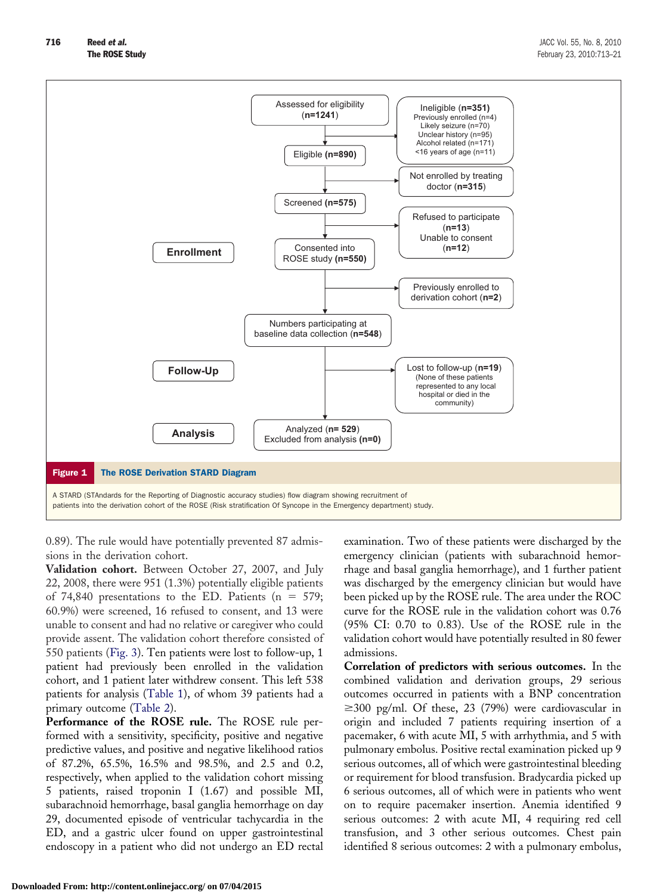Figure 1 — The ROSE Derivation STARD Diagram

- **Enrollment**
  - Assessed for eligibility (**n=1241**)
    - Ineligible (**n=351**): Previously enrolled (n=4); Likely seizure (n=70); Unclear history (n=95); Alcohol related (n=171); <16 years of age (n=11)
  - Eligible (**n=890**)
    - Not enrolled by treating doctor (**n=315**)
  - Screened (**n=575**)
    - Refused to participate (**n=13**); Unable to consent (**n=12**)
  - Consented into ROSE study (**n=550**)
    - Previously enrolled to derivation cohort (**n=2**)
  - Numbers participating at baseline data collection (**n=548**)
- **Follow-Up**
  - Lost to follow-up (**n=19**) (None of these patients represented to any local hospital or died in the community)
- **Analysis**
  - Analyzed (**n= 529**); Excluded from analysis (**n=0**)

**Figure 1 The ROSE Derivation STARD Diagram**

A STARD (STAndards for the Reporting of Diagnostic accuracy studies) flow diagram showing recruitment of patients into the derivation cohort of the ROSE (Risk stratification Of Syncope in the Emergency department) study.

0.89). The rule would have potentially prevented 87 admissions in the derivation cohort.

**Validation cohort.** Between October 27, 2007, and July 22, 2008, there were 951 (1.3%) potentially eligible patients of 74,840 presentations to the ED. Patients (n = 579; 60.9%) were screened, 16 refused to consent, and 13 were unable to consent and had no relative or caregiver who could provide assent. The validation cohort therefore consisted of 550 patients (Fig. 3). Ten patients were lost to follow-up, 1 patient had previously been enrolled in the validation cohort, and 1 patient later withdrew consent. This left 538 patients for analysis (Table 1), of whom 39 patients had a primary outcome (Table 2).

**Performance of the ROSE rule.** The ROSE rule performed with a sensitivity, specificity, positive and negative predictive values, and positive and negative likelihood ratios of 87.2%, 65.5%, 16.5% and 98.5%, and 2.5 and 0.2, respectively, when applied to the validation cohort missing 5 patients, raised troponin I (1.67) and possible MI, subarachnoid hemorrhage, basal ganglia hemorrhage on day 29, documented episode of ventricular tachycardia in the ED, and a gastric ulcer found on upper gastrointestinal endoscopy in a patient who did not undergo an ED rectal examination. Two of these patients were discharged by the emergency clinician (patients with subarachnoid hemorrhage and basal ganglia hemorrhage), and 1 further patient was discharged by the emergency clinician but would have been picked up by the ROSE rule. The area under the ROC curve for the ROSE rule in the validation cohort was 0.76 (95% CI: 0.70 to 0.83). Use of the ROSE rule in the validation cohort would have potentially resulted in 80 fewer admissions.

**Correlation of predictors with serious outcomes.** In the combined validation and derivation groups, 29 serious outcomes occurred in patients with a BNP concentration ≥300 pg/ml. Of these, 23 (79%) were cardiovascular in origin and included 7 patients requiring insertion of a pacemaker, 6 with acute MI, 5 with arrhythmia, and 5 with pulmonary embolus. Positive rectal examination picked up 9 serious outcomes, all of which were gastrointestinal bleeding or requirement for blood transfusion. Bradycardia picked up 6 serious outcomes, all of which were in patients who went on to require pacemaker insertion. Anemia identified 9 serious outcomes: 2 with acute MI, 4 requiring red cell transfusion, and 3 other serious outcomes. Chest pain identified 8 serious outcomes: 2 with a pulmonary embolus,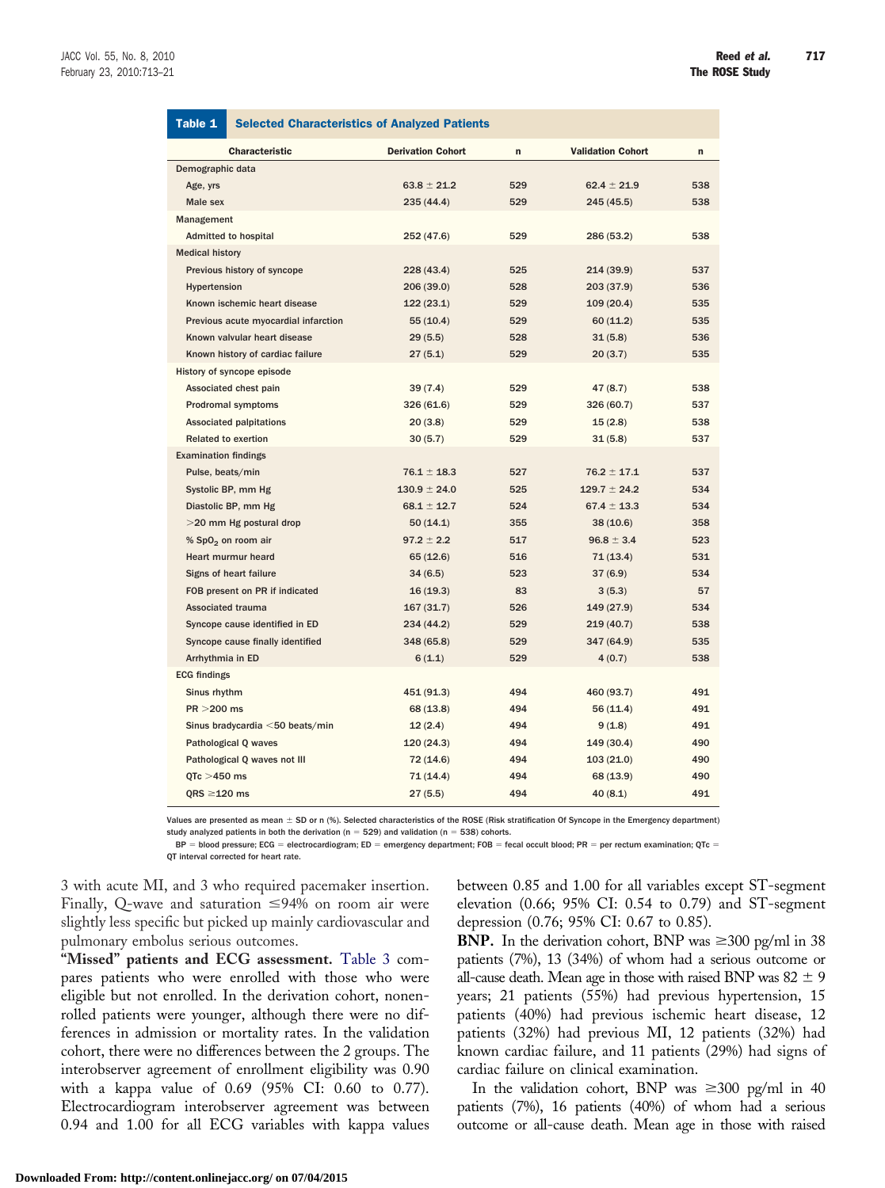**Table 1 Selected Characteristics of Analyzed Patients**

| Characteristic | Derivation Cohort | n | Validation Cohort | n |
|---|---|---|---|---|
| **Demographic data** | | | | |
| Age, yrs | 63.8 ± 21.2 | 529 | 62.4 ± 21.9 | 538 |
| Male sex | 235 (44.4) | 529 | 245 (45.5) | 538 |
| **Management** | | | | |
| Admitted to hospital | 252 (47.6) | 529 | 286 (53.2) | 538 |
| **Medical history** | | | | |
| Previous history of syncope | 228 (43.4) | 525 | 214 (39.9) | 537 |
| Hypertension | 206 (39.0) | 528 | 203 (37.9) | 536 |
| Known ischemic heart disease | 122 (23.1) | 529 | 109 (20.4) | 535 |
| Previous acute myocardial infarction | 55 (10.4) | 529 | 60 (11.2) | 535 |
| Known valvular heart disease | 29 (5.5) | 528 | 31 (5.8) | 536 |
| Known history of cardiac failure | 27 (5.1) | 529 | 20 (3.7) | 535 |
| **History of syncope episode** | | | | |
| Associated chest pain | 39 (7.4) | 529 | 47 (8.7) | 538 |
| Prodromal symptoms | 326 (61.6) | 529 | 326 (60.7) | 537 |
| Associated palpitations | 20 (3.8) | 529 | 15 (2.8) | 538 |
| Related to exertion | 30 (5.7) | 529 | 31 (5.8) | 537 |
| **Examination findings** | | | | |
| Pulse, beats/min | 76.1 ± 18.3 | 527 | 76.2 ± 17.1 | 537 |
| Systolic BP, mm Hg | 130.9 ± 24.0 | 525 | 129.7 ± 24.2 | 534 |
| Diastolic BP, mm Hg | 68.1 ± 12.7 | 524 | 67.4 ± 13.3 | 534 |
| >20 mm Hg postural drop | 50 (14.1) | 355 | 38 (10.6) | 358 |
| % $SpO_2$ on room air | 97.2 ± 2.2 | 517 | 96.8 ± 3.4 | 523 |
| Heart murmur heard | 65 (12.6) | 516 | 71 (13.4) | 531 |
| Signs of heart failure | 34 (6.5) | 523 | 37 (6.9) | 534 |
| FOB present on PR if indicated | 16 (19.3) | 83 | 3 (5.3) | 57 |
| Associated trauma | 167 (31.7) | 526 | 149 (27.9) | 534 |
| Syncope cause identified in ED | 234 (44.2) | 529 | 219 (40.7) | 538 |
| Syncope cause finally identified | 348 (65.8) | 529 | 347 (64.9) | 535 |
| Arrhythmia in ED | 6 (1.1) | 529 | 4 (0.7) | 538 |
| **ECG findings** | | | | |
| Sinus rhythm | 451 (91.3) | 494 | 460 (93.7) | 491 |
| PR >200 ms | 68 (13.8) | 494 | 56 (11.4) | 491 |
| Sinus bradycardia <50 beats/min | 12 (2.4) | 494 | 9 (1.8) | 491 |
| Pathological Q waves | 120 (24.3) | 494 | 149 (30.4) | 490 |
| Pathological Q waves not III | 72 (14.6) | 494 | 103 (21.0) | 490 |
| QTc >450 ms | 71 (14.4) | 494 | 68 (13.9) | 490 |
| QRS ≥120 ms | 27 (5.5) | 494 | 40 (8.1) | 491 |

Values are presented as mean ± SD or n (%). Selected characteristics of the ROSE (Risk stratification Of Syncope in the Emergency department) study analyzed patients in both the derivation (n = 529) and validation (n = 538) cohorts.

BP = blood pressure; ECG = electrocardiogram; ED = emergency department; FOB = fecal occult blood; PR = per rectum examination; QTc = QT interval corrected for heart rate.

3 with acute MI, and 3 who required pacemaker insertion. Finally, Q-wave and saturation ≤94% on room air were slightly less specific but picked up mainly cardiovascular and pulmonary embolus serious outcomes.

**"Missed" patients and ECG assessment.** Table 3 compares patients who were enrolled with those who were eligible but not enrolled. In the derivation cohort, nonenrolled patients were younger, although there were no differences in admission or mortality rates. In the validation cohort, there were no differences between the 2 groups. The interobserver agreement of enrollment eligibility was 0.90 with a kappa value of 0.69 (95% CI: 0.60 to 0.77). Electrocardiogram interobserver agreement was between 0.94 and 1.00 for all ECG variables with kappa values between 0.85 and 1.00 for all variables except ST-segment elevation (0.66; 95% CI: 0.54 to 0.79) and ST-segment depression (0.76; 95% CI: 0.67 to 0.85).

**BNP.** In the derivation cohort, BNP was ≥300 pg/ml in 38 patients (7%), 13 (34%) of whom had a serious outcome or all-cause death. Mean age in those with raised BNP was 82 ± 9 years; 21 patients (55%) had previous hypertension, 15 patients (40%) had previous ischemic heart disease, 12 patients (32%) had previous MI, 12 patients (32%) had known cardiac failure, and 11 patients (29%) had signs of cardiac failure on clinical examination.

In the validation cohort, BNP was ≥300 pg/ml in 40 patients (7%), 16 patients (40%) of whom had a serious outcome or all-cause death. Mean age in those with raised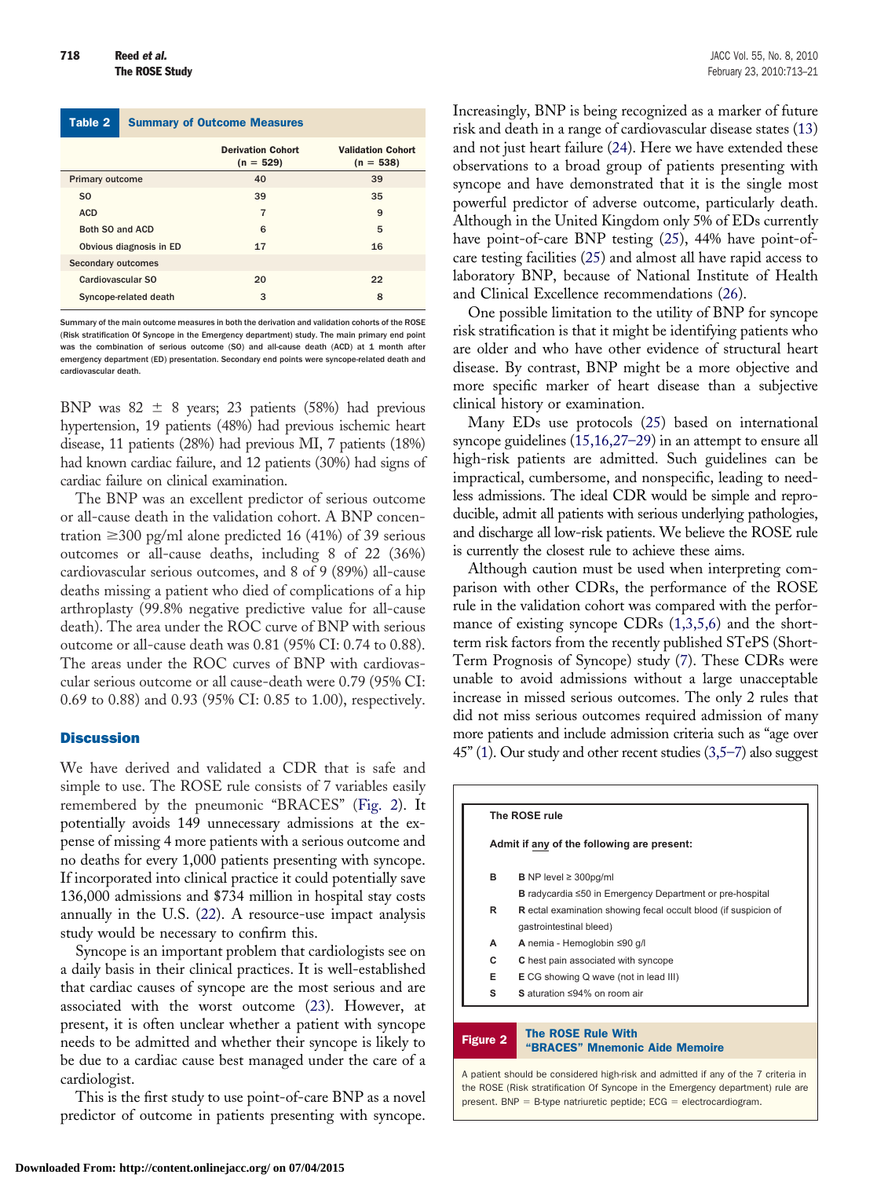| Table 2 Summary of Outcome Measures | Derivation Cohort (n = 529) | Validation Cohort (n = 538) |
|---|---|---|
| Primary outcome | 40 | 39 |
| SO | 39 | 35 |
| ACD | 7 | 9 |
| Both SO and ACD | 6 | 5 |
| Obvious diagnosis in ED | 17 | 16 |
| Secondary outcomes | | |
| Cardiovascular SO | 20 | 22 |
| Syncope-related death | 3 | 8 |

Summary of the main outcome measures in both the derivation and validation cohorts of the ROSE (Risk stratification Of Syncope in the Emergency department) study. The main primary end point was the combination of serious outcome (SO) and all-cause death (ACD) at 1 month after emergency department (ED) presentation. Secondary end points were syncope-related death and cardiovascular death.

BNP was 82 ± 8 years; 23 patients (58%) had previous hypertension, 19 patients (48%) had previous ischemic heart disease, 11 patients (28%) had previous MI, 7 patients (18%) had known cardiac failure, and 12 patients (30%) had signs of cardiac failure on clinical examination.

The BNP was an excellent predictor of serious outcome or all-cause death in the validation cohort. A BNP concentration ≥300 pg/ml alone predicted 16 (41%) of 39 serious outcomes or all-cause deaths, including 8 of 22 (36%) cardiovascular serious outcomes, and 8 of 9 (89%) all-cause deaths missing a patient who died of complications of a hip arthroplasty (99.8% negative predictive value for all-cause death). The area under the ROC curve of BNP with serious outcome or all-cause death was 0.81 (95% CI: 0.74 to 0.88). The areas under the ROC curves of BNP with cardiovascular serious outcome or all cause-death were 0.79 (95% CI: 0.69 to 0.88) and 0.93 (95% CI: 0.85 to 1.00), respectively.

## Discussion

We have derived and validated a CDR that is safe and simple to use. The ROSE rule consists of 7 variables easily remembered by the pneumonic "BRACES" (Fig. 2). It potentially avoids 149 unnecessary admissions at the expense of missing 4 more patients with a serious outcome and no deaths for every 1,000 patients presenting with syncope. If incorporated into clinical practice it could potentially save 136,000 admissions and $734 million in hospital stay costs annually in the U.S. (22). A resource-use impact analysis study would be necessary to confirm this.

Syncope is an important problem that cardiologists see on a daily basis in their clinical practices. It is well-established that cardiac causes of syncope are the most serious and are associated with the worst outcome (23). However, at present, it is often unclear whether a patient with syncope needs to be admitted and whether their syncope is likely to be due to a cardiac cause best managed under the care of a cardiologist.

This is the first study to use point-of-care BNP as a novel predictor of outcome in patients presenting with syncope. Increasingly, BNP is being recognized as a marker of future risk and death in a range of cardiovascular disease states (13) and not just heart failure (24). Here we have extended these observations to a broad group of patients presenting with syncope and have demonstrated that it is the single most powerful predictor of adverse outcome, particularly death. Although in the United Kingdom only 5% of EDs currently have point-of-care BNP testing (25), 44% have point-of-care testing facilities (25) and almost all have rapid access to laboratory BNP, because of National Institute of Health and Clinical Excellence recommendations (26).

One possible limitation to the utility of BNP for syncope risk stratification is that it might be identifying patients who are older and who have other evidence of structural heart disease. By contrast, BNP might be a more objective and more specific marker of heart disease than a subjective clinical history or examination.

Many EDs use protocols (25) based on international syncope guidelines (15,16,27–29) in an attempt to ensure all high-risk patients are admitted. Such guidelines can be impractical, cumbersome, and nonspecific, leading to needless admissions. The ideal CDR would be simple and reproducible, admit all patients with serious underlying pathologies, and discharge all low-risk patients. We believe the ROSE rule is currently the closest rule to achieve these aims.

Although caution must be used when interpreting comparison with other CDRs, the performance of the ROSE rule in the validation cohort was compared with the performance of existing syncope CDRs (1,3,5,6) and the short-term risk factors from the recently published STePS (Short-Term Prognosis of Syncope) study (7). These CDRs were unable to avoid admissions without a large unacceptable increase in missed serious outcomes. The only 2 rules that did not miss serious outcomes required admission of many more patients and include admission criteria such as "age over 45" (1). Our study and other recent studies (3,5–7) also suggest

**The ROSE rule**

**Admit if any of the following are present:**

- **B** — **B** NP level ≥ 300pg/ml
- **B** radycardia ≤50 in Emergency Department or pre-hospital
- **R** — **R** ectal examination showing fecal occult blood (if suspicion of gastrointestinal bleed)
- **A** — **A** nemia - Hemoglobin ≤90 g/l
- **C** — **C** hest pain associated with syncope
- **E** — **E** CG showing Q wave (not in lead III)
- **S** — **S** aturation ≤94% on room air

**Figure 2 The ROSE Rule With "BRACES" Mnemonic Aide Memoire**

A patient should be considered high-risk and admitted if any of the 7 criteria in the ROSE (Risk stratification Of Syncope in the Emergency department) rule are present. BNP = B-type natriuretic peptide; ECG = electrocardiogram.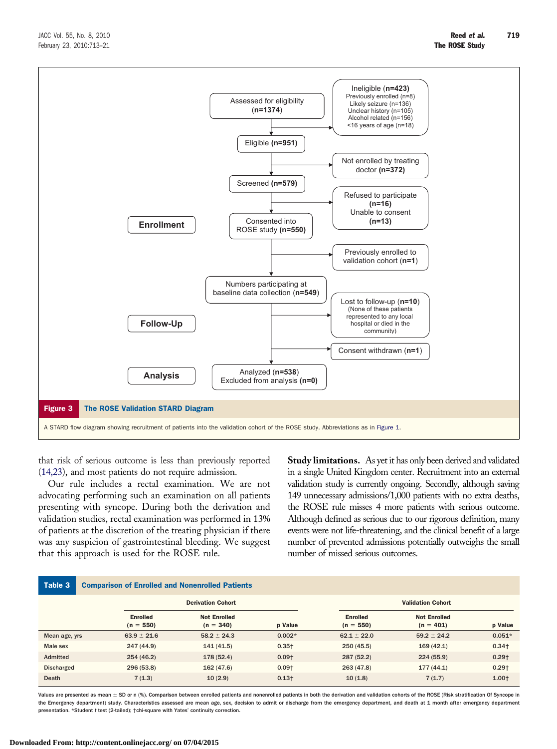Assessed for eligibility (n=1374)

Ineligible (n=423)
Previously enrolled (n=8)
Likely seizure (n=136)
Unclear history (n=105)
Alcohol related (n=156)
<16 years of age (n=18)

Eligible (n=951)

Not enrolled by treating doctor (n=372)

Screened (n=579)

Refused to participate (n=16)
Unable to consent (n=13)

**Enrollment**

Consented into ROSE study (n=550)

Previously enrolled to validation cohort (n=1)

Numbers participating at baseline data collection (n=549)

**Follow-Up**

Lost to follow-up (n=10)
(None of these patients represented to any local hospital or died in the community)

Consent withdrawn (n=1)

**Analysis**

Analyzed (n=538)
Excluded from analysis (n=0)

**Figure 3** **The ROSE Validation STARD Diagram**

A STARD flow diagram showing recruitment of patients into the validation cohort of the ROSE study. Abbreviations as in Figure 1.

that risk of serious outcome is less than previously reported (14,23), and most patients do not require admission.

Our rule includes a rectal examination. We are not advocating performing such an examination on all patients presenting with syncope. During both the derivation and validation studies, rectal examination was performed in 13% of patients at the discretion of the treating physician if there was any suspicion of gastrointestinal bleeding. We suggest that this approach is used for the ROSE rule.

**Study limitations.** As yet it has only been derived and validated in a single United Kingdom center. Recruitment into an external validation study is currently ongoing. Secondly, although saving 149 unnecessary admissions/1,000 patients with no extra deaths, the ROSE rule misses 4 more patients with serious outcome. Although defined as serious due to our rigorous definition, many events were not life-threatening, and the clinical benefit of a large number of prevented admissions potentially outweighs the small number of missed serious outcomes.

**Table 3** **Comparison of Enrolled and Nonenrolled Patients**

| | Derivation Cohort | | | Validation Cohort | | |
|---|---|---|---|---|---|---|
| | Enrolled (n = 550) | Not Enrolled (n = 340) | p Value | Enrolled (n = 550) | Not Enrolled (n = 401) | p Value |
| Mean age, yrs | 63.9 ± 21.6 | 58.2 ± 24.3 | 0.002* | 62.1 ± 22.0 | 59.2 ± 24.2 | 0.051* |
| Male sex | 247 (44.9) | 141 (41.5) | 0.35† | 250 (45.5) | 169 (42.1) | 0.34† |
| Admitted | 254 (46.2) | 178 (52.4) | 0.09† | 287 (52.2) | 224 (55.9) | 0.29† |
| Discharged | 296 (53.8) | 162 (47.6) | 0.09† | 263 (47.8) | 177 (44.1) | 0.29† |
| Death | 7 (1.3) | 10 (2.9) | 0.13† | 10 (1.8) | 7 (1.7) | 1.00† |

Values are presented as mean ± SD or n (%). Comparison between enrolled patients and nonenrolled patients in both the derivation and validation cohorts of the ROSE (Risk stratification Of Syncope in the Emergency department) study. Characteristics assessed are mean age, sex, decision to admit or discharge from the emergency department, and death at 1 month after emergency department presentation. *Student t test (2-tailed); †chi-square with Yates' continuity correction.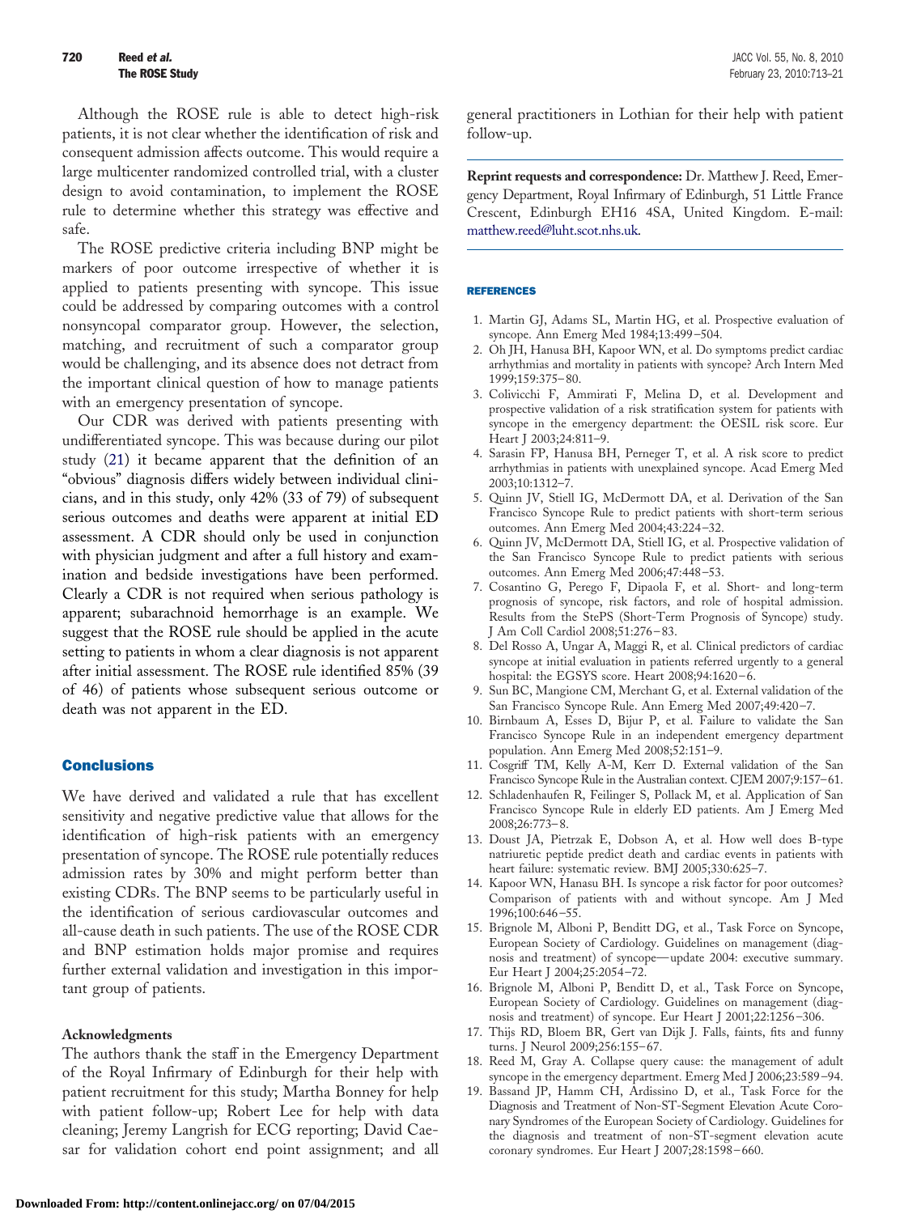Although the ROSE rule is able to detect high-risk patients, it is not clear whether the identification of risk and consequent admission affects outcome. This would require a large multicenter randomized controlled trial, with a cluster design to avoid contamination, to implement the ROSE rule to determine whether this strategy was effective and safe.

The ROSE predictive criteria including BNP might be markers of poor outcome irrespective of whether it is applied to patients presenting with syncope. This issue could be addressed by comparing outcomes with a control nonsyncopal comparator group. However, the selection, matching, and recruitment of such a comparator group would be challenging, and its absence does not detract from the important clinical question of how to manage patients with an emergency presentation of syncope.

Our CDR was derived with patients presenting with undifferentiated syncope. This was because during our pilot study (21) it became apparent that the definition of an "obvious" diagnosis differs widely between individual clinicians, and in this study, only 42% (33 of 79) of subsequent serious outcomes and deaths were apparent at initial ED assessment. A CDR should only be used in conjunction with physician judgment and after a full history and examination and bedside investigations have been performed. Clearly a CDR is not required when serious pathology is apparent; subarachnoid hemorrhage is an example. We suggest that the ROSE rule should be applied in the acute setting to patients in whom a clear diagnosis is not apparent after initial assessment. The ROSE rule identified 85% (39 of 46) of patients whose subsequent serious outcome or death was not apparent in the ED.

## Conclusions

We have derived and validated a rule that has excellent sensitivity and negative predictive value that allows for the identification of high-risk patients with an emergency presentation of syncope. The ROSE rule potentially reduces admission rates by 30% and might perform better than existing CDRs. The BNP seems to be particularly useful in the identification of serious cardiovascular outcomes and all-cause death in such patients. The use of the ROSE CDR and BNP estimation holds major promise and requires further external validation and investigation in this important group of patients.

### Acknowledgments

The authors thank the staff in the Emergency Department of the Royal Infirmary of Edinburgh for their help with patient recruitment for this study; Martha Bonney for help with patient follow-up; Robert Lee for help with data cleaning; Jeremy Langrish for ECG reporting; David Caesar for validation cohort end point assignment; and all general practitioners in Lothian for their help with patient follow-up.

**Reprint requests and correspondence:** Dr. Matthew J. Reed, Emergency Department, Royal Infirmary of Edinburgh, 51 Little France Crescent, Edinburgh EH16 4SA, United Kingdom. E-mail: matthew.reed@luht.scot.nhs.uk.

## REFERENCES

1. Martin GJ, Adams SL, Martin HG, et al. Prospective evaluation of syncope. Ann Emerg Med 1984;13:499–504.
2. Oh JH, Hanusa BH, Kapoor WN, et al. Do symptoms predict cardiac arrhythmias and mortality in patients with syncope? Arch Intern Med 1999;159:375–80.
3. Colivicchi F, Ammirati F, Melina D, et al. Development and prospective validation of a risk stratification system for patients with syncope in the emergency department: the OESIL risk score. Eur Heart J 2003;24:811–9.
4. Sarasin FP, Hanusa BH, Perneger T, et al. A risk score to predict arrhythmias in patients with unexplained syncope. Acad Emerg Med 2003;10:1312–7.
5. Quinn JV, Stiell IG, McDermott DA, et al. Derivation of the San Francisco Syncope Rule to predict patients with short-term serious outcomes. Ann Emerg Med 2004;43:224–32.
6. Quinn JV, McDermott DA, Stiell IG, et al. Prospective validation of the San Francisco Syncope Rule to predict patients with serious outcomes. Ann Emerg Med 2006;47:448–53.
7. Cosantino G, Perego F, Dipaola F, et al. Short- and long-term prognosis of syncope, risk factors, and role of hospital admission. Results from the StePS (Short-Term Prognosis of Syncope) study. J Am Coll Cardiol 2008;51:276–83.
8. Del Rosso A, Ungar A, Maggi R, et al. Clinical predictors of cardiac syncope at initial evaluation in patients referred urgently to a general hospital: the EGSYS score. Heart 2008;94:1620–6.
9. Sun BC, Mangione CM, Merchant G, et al. External validation of the San Francisco Syncope Rule. Ann Emerg Med 2007;49:420–7.
10. Birnbaum A, Esses D, Bijur P, et al. Failure to validate the San Francisco Syncope Rule in an independent emergency department population. Ann Emerg Med 2008;52:151–9.
11. Cosgriff TM, Kelly A-M, Kerr D. External validation of the San Francisco Syncope Rule in the Australian context. CJEM 2007;9:157–61.
12. Schladenhaufen R, Feilinger S, Pollack M, et al. Application of San Francisco Syncope Rule in elderly ED patients. Am J Emerg Med 2008;26:773–8.
13. Doust JA, Pietrzak E, Dobson A, et al. How well does B-type natriuretic peptide predict death and cardiac events in patients with heart failure: systematic review. BMJ 2005;330:625–7.
14. Kapoor WN, Hanasu BH. Is syncope a risk factor for poor outcomes? Comparison of patients with and without syncope. Am J Med 1996;100:646–55.
15. Brignole M, Alboni P, Benditt DG, et al., Task Force on Syncope, European Society of Cardiology. Guidelines on management (diagnosis and treatment) of syncope—update 2004: executive summary. Eur Heart J 2004;25:2054–72.
16. Brignole M, Alboni P, Benditt D, et al., Task Force on Syncope, European Society of Cardiology. Guidelines on management (diagnosis and treatment) of syncope. Eur Heart J 2001;22:1256–306.
17. Thijs RD, Bloem BR, Gert van Dijk J. Falls, faints, fits and funny turns. J Neurol 2009;256:155–67.
18. Reed M, Gray A. Collapse query cause: the management of adult syncope in the emergency department. Emerg Med J 2006;23:589–94.
19. Bassand JP, Hamm CH, Ardissino D, et al., Task Force for the Diagnosis and Treatment of Non-ST-Segment Elevation Acute Coronary Syndromes of the European Society of Cardiology. Guidelines for the diagnosis and treatment of non-ST-segment elevation acute coronary syndromes. Eur Heart J 2007;28:1598–660.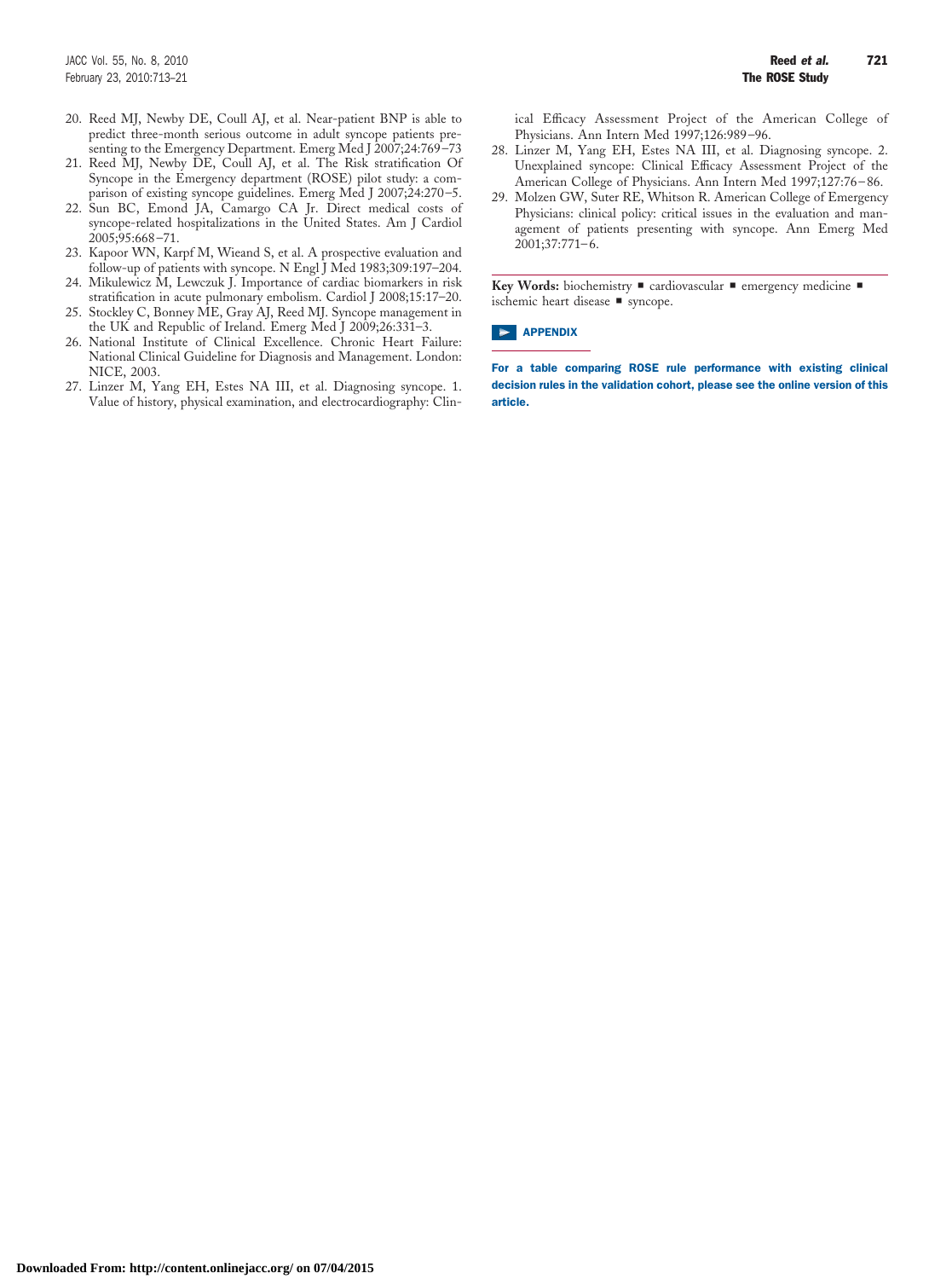20. Reed MJ, Newby DE, Coull AJ, et al. Near-patient BNP is able to predict three-month serious outcome in adult syncope patients presenting to the Emergency Department. Emerg Med J 2007;24:769–73
21. Reed MJ, Newby DE, Coull AJ, et al. The Risk stratification Of Syncope in the Emergency department (ROSE) pilot study: a comparison of existing syncope guidelines. Emerg Med J 2007;24:270–5.
22. Sun BC, Emond JA, Camargo CA Jr. Direct medical costs of syncope-related hospitalizations in the United States. Am J Cardiol 2005;95:668–71.
23. Kapoor WN, Karpf M, Wieand S, et al. A prospective evaluation and follow-up of patients with syncope. N Engl J Med 1983;309:197–204.
24. Mikulewicz M, Lewczuk J. Importance of cardiac biomarkers in risk stratification in acute pulmonary embolism. Cardiol J 2008;15:17–20.
25. Stockley C, Bonney ME, Gray AJ, Reed MJ. Syncope management in the UK and Republic of Ireland. Emerg Med J 2009;26:331–3.
26. National Institute of Clinical Excellence. Chronic Heart Failure: National Clinical Guideline for Diagnosis and Management. London: NICE, 2003.
27. Linzer M, Yang EH, Estes NA III, et al. Diagnosing syncope. 1. Value of history, physical examination, and electrocardiography: Clinical Efficacy Assessment Project of the American College of Physicians. Ann Intern Med 1997;126:989–96.
28. Linzer M, Yang EH, Estes NA III, et al. Diagnosing syncope. 2. Unexplained syncope: Clinical Efficacy Assessment Project of the American College of Physicians. Ann Intern Med 1997;127:76–86.
29. Molzen GW, Suter RE, Whitson R. American College of Emergency Physicians: clinical policy: critical issues in the evaluation and management of patients presenting with syncope. Ann Emerg Med 2001;37:771–6.

**Key Words:** biochemistry ▪ cardiovascular ▪ emergency medicine ▪ ischemic heart disease ▪ syncope.

**APPENDIX**

**For a table comparing ROSE rule performance with existing clinical decision rules in the validation cohort, please see the online version of this article.**